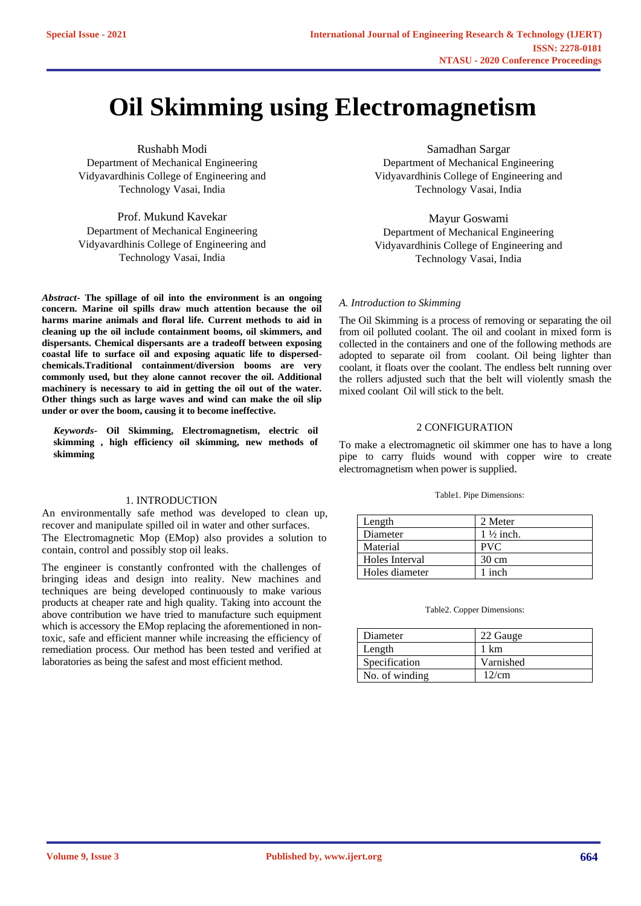# Oil Skimming using Electromagnetism

Rushabh Modi
Department of Mechanical Engineering
Vidyavardhinis College of Engineering and Technology Vasai, India

Samadhan Sargar
Department of Mechanical Engineering
Vidyavardhinis College of Engineering and Technology Vasai, India

Prof. Mukund Kavekar
Department of Mechanical Engineering
Vidyavardhinis College of Engineering and Technology Vasai, India

Mayur Goswami
Department of Mechanical Engineering
Vidyavardhinis College of Engineering and Technology Vasai, India

***Abstract-* The spillage of oil into the environment is an ongoing concern. Marine oil spills draw much attention because the oil harms marine animals and floral life. Current methods to aid in cleaning up the oil include containment booms, oil skimmers, and dispersants. Chemical dispersants are a tradeoff between exposing coastal life to surface oil and exposing aquatic life to dispersed-chemicals.Traditional containment/diversion booms are very commonly used, but they alone cannot recover the oil. Additional machinery is necessary to aid in getting the oil out of the water. Other things such as large waves and wind can make the oil slip under or over the boom, causing it to become ineffective.**

***Keywords-* Oil Skimming, Electromagnetism, electric oil skimming , high efficiency oil skimming, new methods of skimming**

## 1. INTRODUCTION

An environmentally safe method was developed to clean up, recover and manipulate spilled oil in water and other surfaces. The Electromagnetic Mop (EMop) also provides a solution to contain, control and possibly stop oil leaks.

The engineer is constantly confronted with the challenges of bringing ideas and design into reality. New machines and techniques are being developed continuously to make various products at cheaper rate and high quality. Taking into account the above contribution we have tried to manufacture such equipment which is accessory the EMop replacing the aforementioned in non-toxic, safe and efficient manner while increasing the efficiency of remediation process. Our method has been tested and verified at laboratories as being the safest and most efficient method.

### *A. Introduction to Skimming*

The Oil Skimming is a process of removing or separating the oil from oil polluted coolant. The oil and coolant in mixed form is collected in the containers and one of the following methods are adopted to separate oil from coolant. Oil being lighter than coolant, it floats over the coolant. The endless belt running over the rollers adjusted such that the belt will violently smash the mixed coolant Oil will stick to the belt.

## 2 CONFIGURATION

To make a electromagnetic oil skimmer one has to have a long pipe to carry fluids wound with copper wire to create electromagnetism when power is supplied.

Table1. Pipe Dimensions:

| Length | 2 Meter |
|---|---|
| Diameter | 1 ½ inch. |
| Material | PVC |
| Holes Interval | 30 cm |
| Holes diameter | 1 inch |

Table2. Copper Dimensions:

| Diameter | 22 Gauge |
|---|---|
| Length | 1 km |
| Specification | Varnished |
| No. of winding | 12/cm |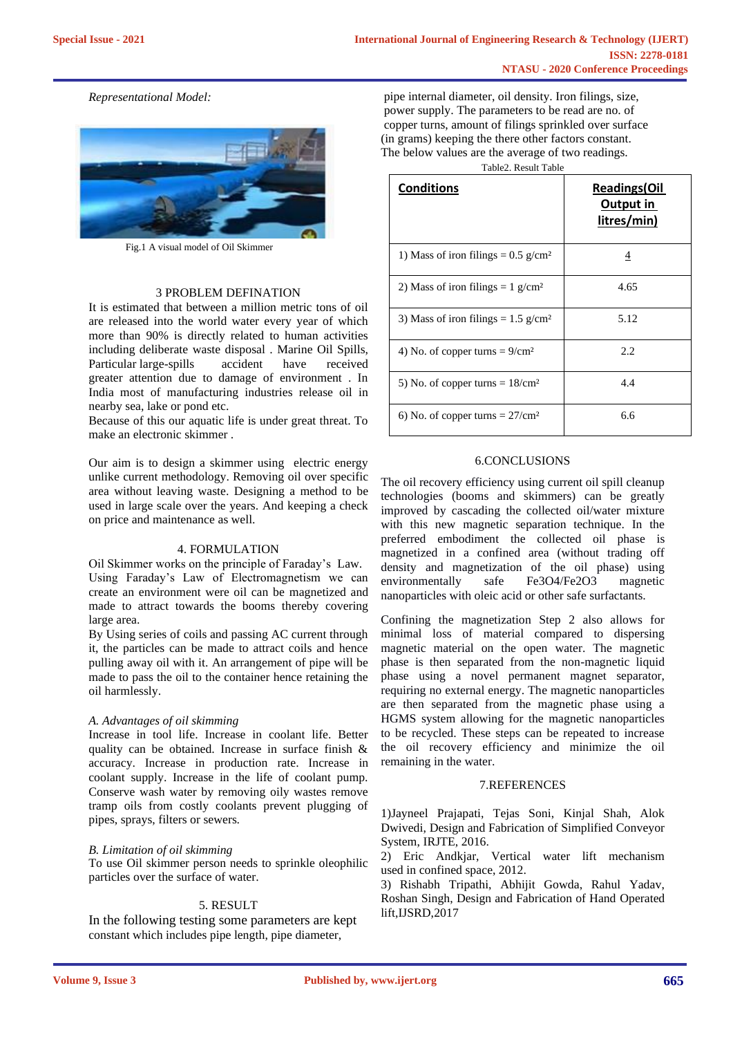*Representational Model:*

Fig.1 A visual model of Oil Skimmer

## 3 PROBLEM DEFINATION

It is estimated that between a million metric tons of oil are released into the world water every year of which more than 90% is directly related to human activities including deliberate waste disposal . Marine Oil Spills, Particular large-spills accident have received greater attention due to damage of environment . In India most of manufacturing industries release oil in nearby sea, lake or pond etc.

Because of this our aquatic life is under great threat. To make an electronic skimmer .

Our aim is to design a skimmer using electric energy unlike current methodology. Removing oil over specific area without leaving waste. Designing a method to be used in large scale over the years. And keeping a check on price and maintenance as well.

## 4. FORMULATION

Oil Skimmer works on the principle of Faraday's Law. Using Faraday's Law of Electromagnetism we can create an environment were oil can be magnetized and made to attract towards the booms thereby covering large area.

By Using series of coils and passing AC current through it, the particles can be made to attract coils and hence pulling away oil with it. An arrangement of pipe will be made to pass the oil to the container hence retaining the oil harmlessly.

### *A. Advantages of oil skimming*

Increase in tool life. Increase in coolant life. Better quality can be obtained. Increase in surface finish & accuracy. Increase in production rate. Increase in coolant supply. Increase in the life of coolant pump. Conserve wash water by removing oily wastes remove tramp oils from costly coolants prevent plugging of pipes, sprays, filters or sewers.

### *B. Limitation of oil skimming*

To use Oil skimmer person needs to sprinkle oleophilic particles over the surface of water.

## 5. RESULT

In the following testing some parameters are kept constant which includes pipe length, pipe diameter, pipe internal diameter, oil density. Iron filings, size, power supply. The parameters to be read are no. of copper turns, amount of filings sprinkled over surface (in grams) keeping the there other factors constant. The below values are the average of two readings.

Table2. Result Table

| **Conditions** | **Readings(Oil Output in litres/min)** |
|---|---|
| 1) Mass of iron filings = 0.5 g/cm² | 4 |
| 2) Mass of iron filings = 1 g/cm² | 4.65 |
| 3) Mass of iron filings = 1.5 g/cm² | 5.12 |
| 4) No. of copper turns = 9/cm² | 2.2 |
| 5) No. of copper turns = 18/cm² | 4.4 |
| 6) No. of copper turns = 27/cm² | 6.6 |

## 6.CONCLUSIONS

The oil recovery efficiency using current oil spill cleanup technologies (booms and skimmers) can be greatly improved by cascading the collected oil/water mixture with this new magnetic separation technique. In the preferred embodiment the collected oil phase is magnetized in a confined area (without trading off density and magnetization of the oil phase) using environmentally safe $Fe_3O_4/Fe_2O_3$ magnetic nanoparticles with oleic acid or other safe surfactants.

Confining the magnetization Step 2 also allows for minimal loss of material compared to dispersing magnetic material on the open water. The magnetic phase is then separated from the non-magnetic liquid phase using a novel permanent magnet separator, requiring no external energy. The magnetic nanoparticles are then separated from the magnetic phase using a HGMS system allowing for the magnetic nanoparticles to be recycled. These steps can be repeated to increase the oil recovery efficiency and minimize the oil remaining in the water.

## 7.REFERENCES

1)Jayneel Prajapati, Tejas Soni, Kinjal Shah, Alok Dwivedi, Design and Fabrication of Simplified Conveyor System, IRJTE, 2016.

2) Eric Andkjar, Vertical water lift mechanism used in confined space, 2012.

3) Rishabh Tripathi, Abhijit Gowda, Rahul Yadav, Roshan Singh, Design and Fabrication of Hand Operated lift,IJSRD,2017